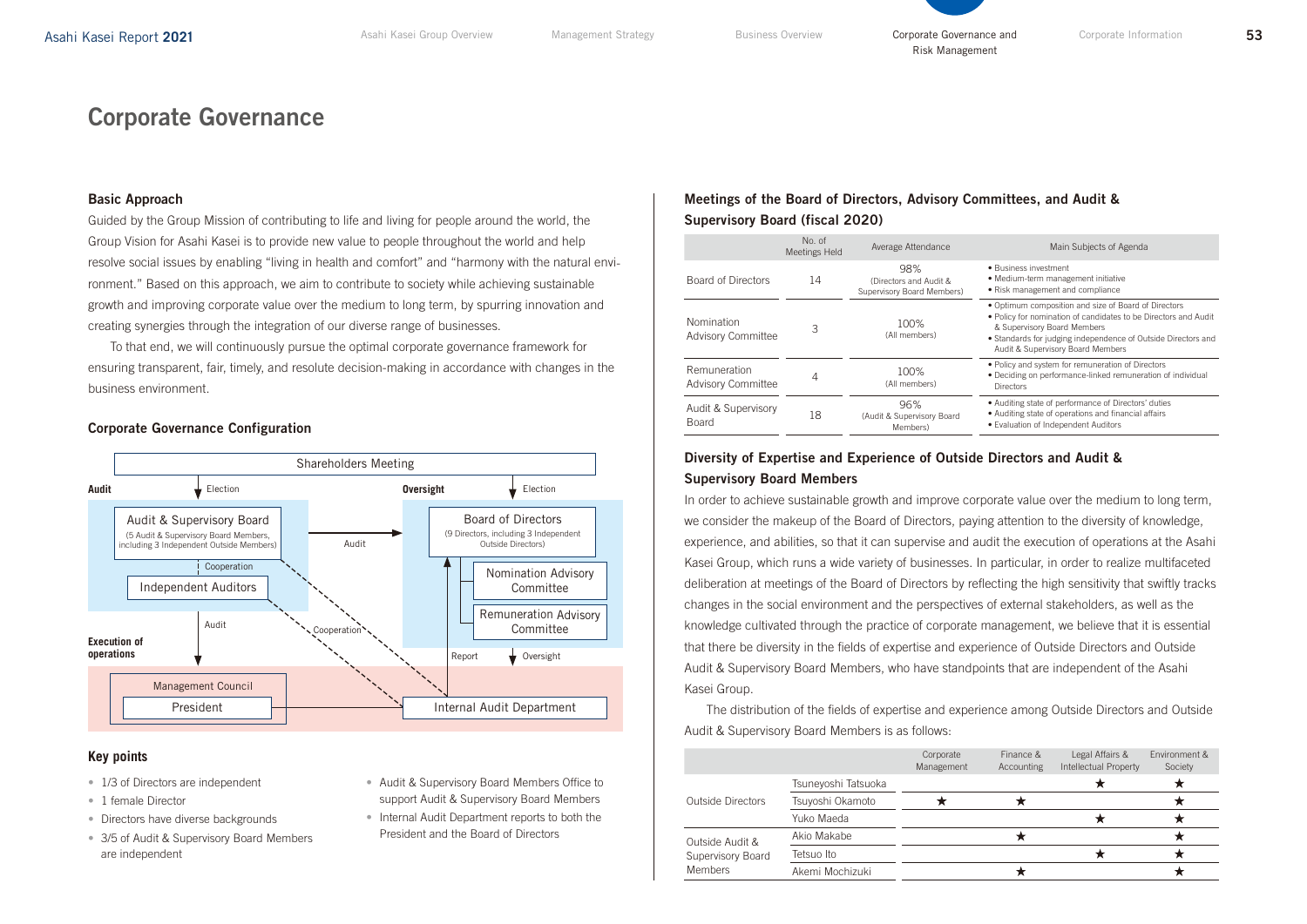# Corporate Governance

### Basic Approach

Guided by the Group Mission of contributing to life and living for people around the world, the Group Vision for Asahi Kasei is to provide new value to people throughout the world and help resolve social issues by enabling "living in health and comfort" and "harmony with the natural environment." Based on this approach, we aim to contribute to society while achieving sustainable growth and improving corporate value over the medium to long term, by spurring innovation and creating synergies through the integration of our diverse range of businesses.

To that end, we will continuously pursue the optimal corporate governance framework for ensuring transparent, fair, timely, and resolute decision-making in accordance with changes in the business environment.

### Corporate Governance Configuration

Shareholders Meeting

Audit — Election → Audit & Supervisory Board (5 Audit & Supervisory Board Members, including 3 Independent Outside Members)

Oversight — Election → Board of Directors (9 Directors, including 3 Independent Outside Directors)

Audit & Supervisory Board — Audit → Board of Directors

Nomination Advisory Committee

Remuneration Advisory Committee

Audit & Supervisory Board — Cooperation — Independent Auditors

Independent Auditors — Cooperation — Internal Audit Department

Execution of operations — Audit → Management Council / President

Internal Audit Department — Report → Board of Directors; Board of Directors — Oversight → Internal Audit Department

Management Council

President — Internal Audit Department

### Key points

- 1/3 of Directors are independent
- 1 female Director
- Directors have diverse backgrounds
- 3/5 of Audit & Supervisory Board Members are independent
- Audit & Supervisory Board Members Office to support Audit & Supervisory Board Members
- Internal Audit Department reports to both the President and the Board of Directors

### Meetings of the Board of Directors, Advisory Committees, and Audit & Supervisory Board (fiscal 2020)

| | No. of Meetings Held | Average Attendance | Main Subjects of Agenda |
|---|---|---|---|
| Board of Directors | 14 | 98% (Directors and Audit & Supervisory Board Members) | • Business investment<br>• Medium-term management initiative<br>• Risk management and compliance |
| Nomination Advisory Committee | 3 | 100% (All members) | • Optimum composition and size of Board of Directors<br>• Policy for nomination of candidates to be Directors and Audit & Supervisory Board Members<br>• Standards for judging independence of Outside Directors and Audit & Supervisory Board Members |
| Remuneration Advisory Committee | 4 | 100% (All members) | • Policy and system for remuneration of Directors<br>• Deciding on performance-linked remuneration of individual Directors |
| Audit & Supervisory Board | 18 | 96% (Audit & Supervisory Board Members) | • Auditing state of performance of Directors' duties<br>• Auditing state of operations and financial affairs<br>• Evaluation of Independent Auditors |

### Diversity of Expertise and Experience of Outside Directors and Audit & Supervisory Board Members

In order to achieve sustainable growth and improve corporate value over the medium to long term, we consider the makeup of the Board of Directors, paying attention to the diversity of knowledge, experience, and abilities, so that it can supervise and audit the execution of operations at the Asahi Kasei Group, which runs a wide variety of businesses. In particular, in order to realize multifaceted deliberation at meetings of the Board of Directors by reflecting the high sensitivity that swiftly tracks changes in the social environment and the perspectives of external stakeholders, as well as the knowledge cultivated through the practice of corporate management, we believe that it is essential that there be diversity in the fields of expertise and experience of Outside Directors and Outside Audit & Supervisory Board Members, who have standpoints that are independent of the Asahi Kasei Group.

The distribution of the fields of expertise and experience among Outside Directors and Outside Audit & Supervisory Board Members is as follows:

| | | Corporate Management | Finance & Accounting | Legal Affairs & Intellectual Property | Environment & Society |
|---|---|---|---|---|---|
| Outside Directors | Tsuneyoshi Tatsuoka | | | ★ | ★ |
| | Tsuyoshi Okamoto | ★ | ★ | | ★ |
| | Yuko Maeda | | | ★ | ★ |
| Outside Audit & Supervisory Board Members | Akio Makabe | | ★ | | ★ |
| | Tetsuo Ito | | | ★ | ★ |
| | Akemi Mochizuki | | ★ | | ★ |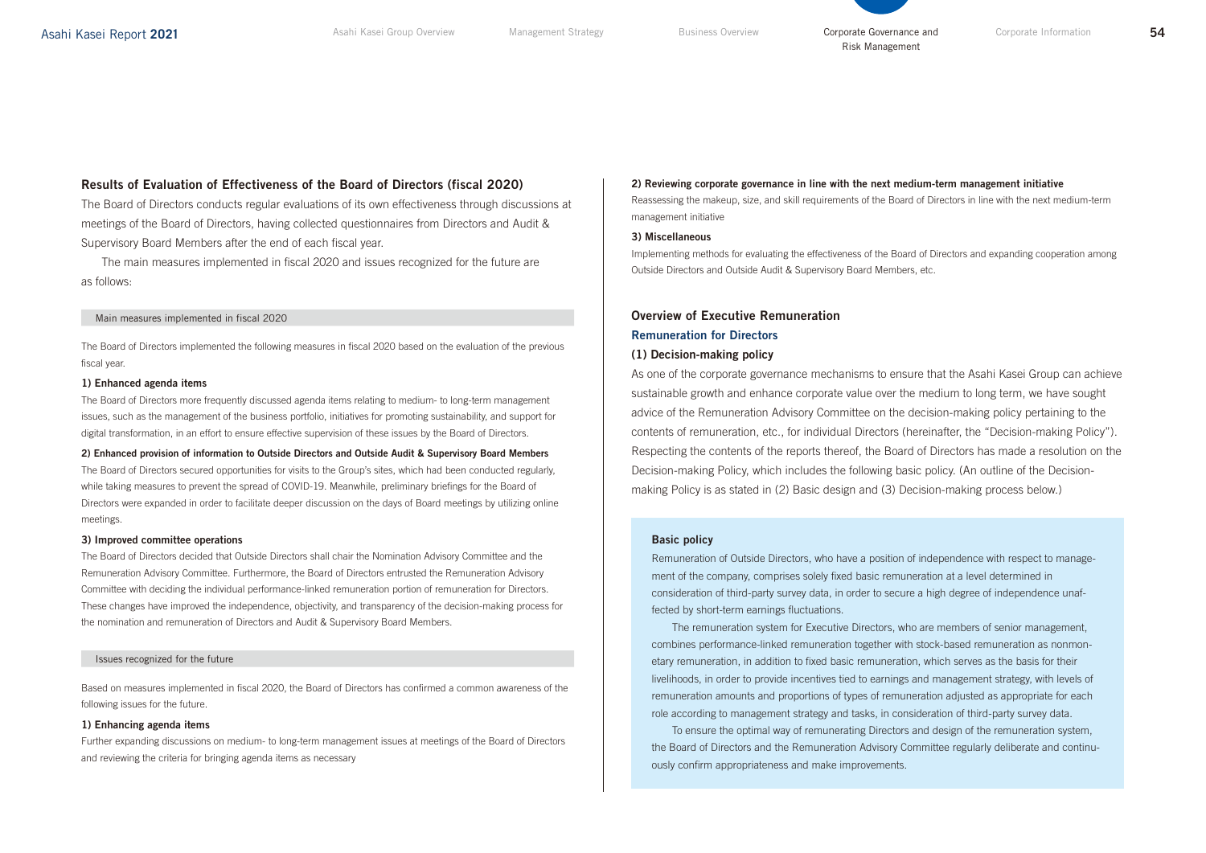## Results of Evaluation of Effectiveness of the Board of Directors (fiscal 2020)

The Board of Directors conducts regular evaluations of its own effectiveness through discussions at meetings of the Board of Directors, having collected questionnaires from Directors and Audit & Supervisory Board Members after the end of each fiscal year.

The main measures implemented in fiscal 2020 and issues recognized for the future are as follows:

### Main measures implemented in fiscal 2020

The Board of Directors implemented the following measures in fiscal 2020 based on the evaluation of the previous fiscal year.

**1) Enhanced agenda items**

The Board of Directors more frequently discussed agenda items relating to medium- to long-term management issues, such as the management of the business portfolio, initiatives for promoting sustainability, and support for digital transformation, in an effort to ensure effective supervision of these issues by the Board of Directors.

**2) Enhanced provision of information to Outside Directors and Outside Audit & Supervisory Board Members**

The Board of Directors secured opportunities for visits to the Group's sites, which had been conducted regularly, while taking measures to prevent the spread of COVID-19. Meanwhile, preliminary briefings for the Board of Directors were expanded in order to facilitate deeper discussion on the days of Board meetings by utilizing online meetings.

**3) Improved committee operations**

The Board of Directors decided that Outside Directors shall chair the Nomination Advisory Committee and the Remuneration Advisory Committee. Furthermore, the Board of Directors entrusted the Remuneration Advisory Committee with deciding the individual performance-linked remuneration portion of remuneration for Directors. These changes have improved the independence, objectivity, and transparency of the decision-making process for the nomination and remuneration of Directors and Audit & Supervisory Board Members.

### Issues recognized for the future

Based on measures implemented in fiscal 2020, the Board of Directors has confirmed a common awareness of the following issues for the future.

**1) Enhancing agenda items**

Further expanding discussions on medium- to long-term management issues at meetings of the Board of Directors and reviewing the criteria for bringing agenda items as necessary

**2) Reviewing corporate governance in line with the next medium-term management initiative**

Reassessing the makeup, size, and skill requirements of the Board of Directors in line with the next medium-term management initiative

**3) Miscellaneous**

Implementing methods for evaluating the effectiveness of the Board of Directors and expanding cooperation among Outside Directors and Outside Audit & Supervisory Board Members, etc.

## Overview of Executive Remuneration

### Remuneration for Directors

#### (1) Decision-making policy

As one of the corporate governance mechanisms to ensure that the Asahi Kasei Group can achieve sustainable growth and enhance corporate value over the medium to long term, we have sought advice of the Remuneration Advisory Committee on the decision-making policy pertaining to the contents of remuneration, etc., for individual Directors (hereinafter, the "Decision-making Policy"). Respecting the contents of the reports thereof, the Board of Directors has made a resolution on the Decision-making Policy, which includes the following basic policy. (An outline of the Decision-making Policy is as stated in (2) Basic design and (3) Decision-making process below.)

**Basic policy**

Remuneration of Outside Directors, who have a position of independence with respect to management of the company, comprises solely fixed basic remuneration at a level determined in consideration of third-party survey data, in order to secure a high degree of independence unaffected by short-term earnings fluctuations.

The remuneration system for Executive Directors, who are members of senior management, combines performance-linked remuneration together with stock-based remuneration as nonmonetary remuneration, in addition to fixed basic remuneration, which serves as the basis for their livelihoods, in order to provide incentives tied to earnings and management strategy, with levels of remuneration amounts and proportions of types of remuneration adjusted as appropriate for each role according to management strategy and tasks, in consideration of third-party survey data.

To ensure the optimal way of remunerating Directors and design of the remuneration system, the Board of Directors and the Remuneration Advisory Committee regularly deliberate and continuously confirm appropriateness and make improvements.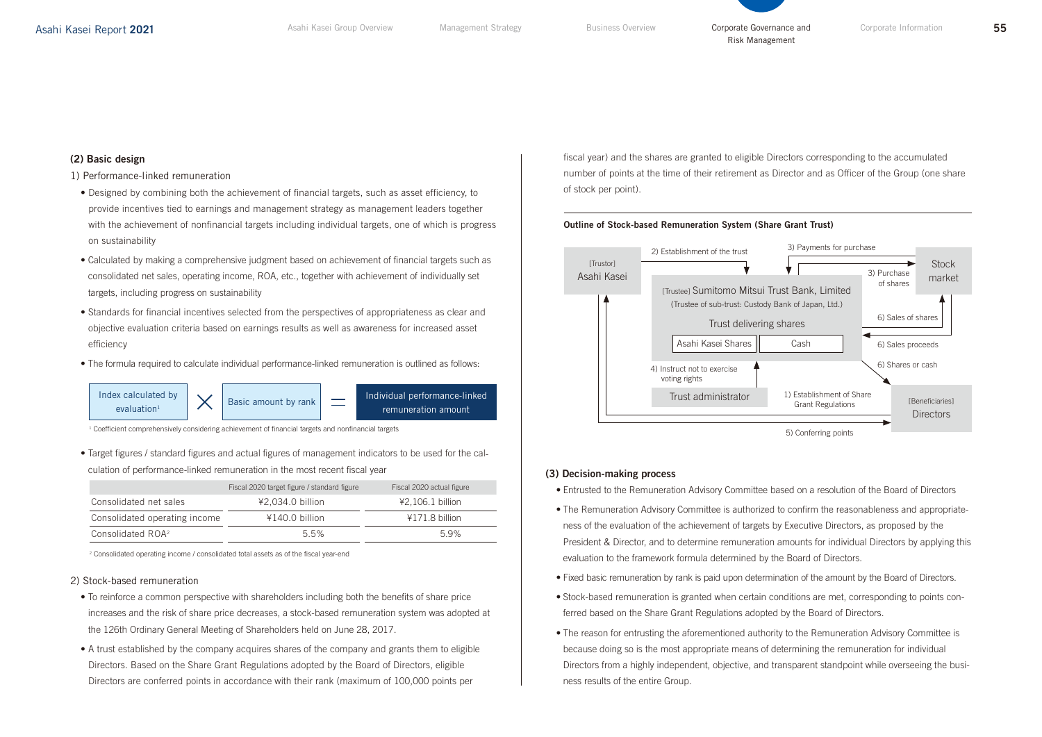### (2) Basic design

1) Performance-linked remuneration

- Designed by combining both the achievement of financial targets, such as asset efficiency, to provide incentives tied to earnings and management strategy as management leaders together with the achievement of nonfinancial targets including individual targets, one of which is progress on sustainability
- Calculated by making a comprehensive judgment based on achievement of financial targets such as consolidated net sales, operating income, ROA, etc., together with achievement of individually set targets, including progress on sustainability
- Standards for financial incentives selected from the perspectives of appropriateness as clear and objective evaluation criteria based on earnings results as well as awareness for increased asset efficiency
- The formula required to calculate individual performance-linked remuneration is outlined as follows:

Index calculated by evaluation[1] × Basic amount by rank = Individual performance-linked remuneration amount

[1] Coefficient comprehensively considering achievement of financial targets and nonfinancial targets

- Target figures / standard figures and actual figures of management indicators to be used for the calculation of performance-linked remuneration in the most recent fiscal year

| | Fiscal 2020 target figure / standard figure | Fiscal 2020 actual figure |
|---|---|---|
| Consolidated net sales | ¥2,034.0 billion | ¥2,106.1 billion |
| Consolidated operating income | ¥140.0 billion | ¥171.8 billion |
| Consolidated ROA[2] | 5.5% | 5.9% |

[2] Consolidated operating income / consolidated total assets as of the fiscal year-end

2) Stock-based remuneration

- To reinforce a common perspective with shareholders including both the benefits of share price increases and the risk of share price decreases, a stock-based remuneration system was adopted at the 126th Ordinary General Meeting of Shareholders held on June 28, 2017.
- A trust established by the company acquires shares of the company and grants them to eligible Directors. Based on the Share Grant Regulations adopted by the Board of Directors, eligible Directors are conferred points in accordance with their rank (maximum of 100,000 points per fiscal year) and the shares are granted to eligible Directors corresponding to the accumulated number of points at the time of their retirement as Director and as Officer of the Group (one share of stock per point).

**Outline of Stock-based Remuneration System (Share Grant Trust)**

- [Trustor] Asahi Kasei
- [Trustee] Sumitomo Mitsui Trust Bank, Limited (Trustee of sub-trust: Custody Bank of Japan, Ltd.) — Trust delivering shares: Asahi Kasei Shares / Cash
- Stock market
- Trust administrator
- [Beneficiaries] Directors

1) Establishment of Share Grant Regulations
2) Establishment of the trust
3) Payments for purchase
3) Purchase of shares
4) Instruct not to exercise voting rights
5) Conferring points
6) Sales of shares
6) Sales proceeds
6) Shares or cash

### (3) Decision-making process

- Entrusted to the Remuneration Advisory Committee based on a resolution of the Board of Directors
- The Remuneration Advisory Committee is authorized to confirm the reasonableness and appropriateness of the evaluation of the achievement of targets by Executive Directors, as proposed by the President & Director, and to determine remuneration amounts for individual Directors by applying this evaluation to the framework formula determined by the Board of Directors.
- Fixed basic remuneration by rank is paid upon determination of the amount by the Board of Directors.
- Stock-based remuneration is granted when certain conditions are met, corresponding to points conferred based on the Share Grant Regulations adopted by the Board of Directors.
- The reason for entrusting the aforementioned authority to the Remuneration Advisory Committee is because doing so is the most appropriate means of determining the remuneration for individual Directors from a highly independent, objective, and transparent standpoint while overseeing the business results of the entire Group.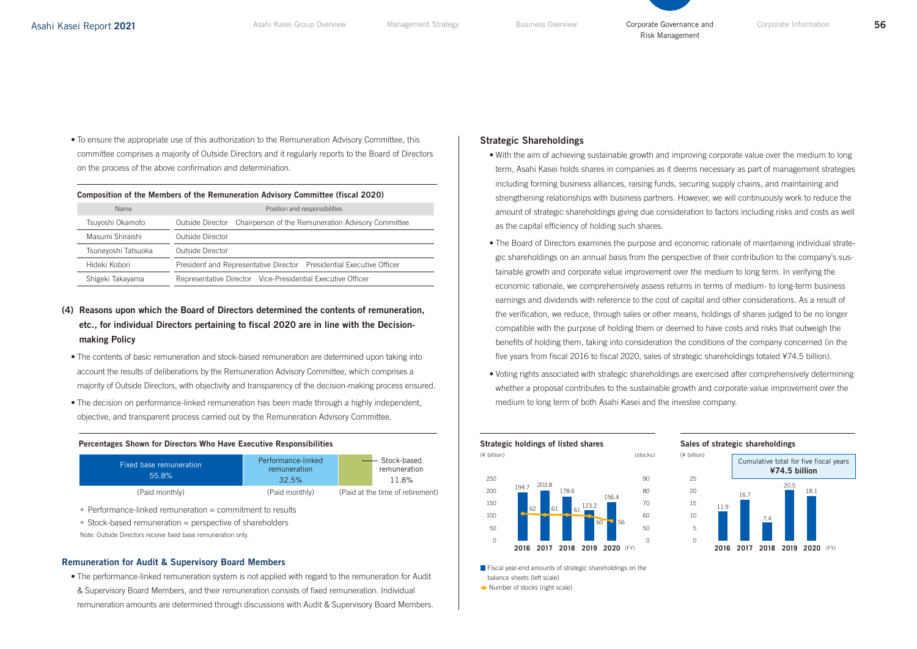- To ensure the appropriate use of this authorization to the Remuneration Advisory Committee, this committee comprises a majority of Outside Directors and it regularly reports to the Board of Directors on the process of the above confirmation and determination.

**Composition of the Members of the Remuneration Advisory Committee (fiscal 2020)**

| Name | Position and responsibilities |
|---|---|
| Tsuyoshi Okamoto | Outside Director Chairperson of the Remuneration Advisory Committee |
| Masumi Shiraishi | Outside Director |
| Tsuneyoshi Tatsuoka | Outside Director |
| Hideki Kobori | President and Representative Director Presidential Executive Officer |
| Shigeki Takayama | Representative Director Vice-Presidential Executive Officer |

### (4) Reasons upon which the Board of Directors determined the contents of remuneration, etc., for individual Directors pertaining to fiscal 2020 are in line with the Decision-making Policy

- The contents of basic remuneration and stock-based remuneration are determined upon taking into account the results of deliberations by the Remuneration Advisory Committee, which comprises a majority of Outside Directors, with objectivity and transparency of the decision-making process ensured.
- The decision on performance-linked remuneration has been made through a highly independent, objective, and transparent process carried out by the Remuneration Advisory Committee.

**Percentages Shown for Directors Who Have Executive Responsibilities**

Fixed base remuneration 55.8%
(Paid monthly)
Performance-linked remuneration 32.5%
(Paid monthly)
Stock-based remuneration 11.8%
(Paid at the time of retirement)

- Performance-linked remuneration = commitment to results
- Stock-based remuneration = perspective of shareholders

Note: Outside Directors receive fixed base remuneration only.

### Remuneration for Audit & Supervisory Board Members

- The performance-linked remuneration system is not applied with regard to the remuneration for Audit & Supervisory Board Members, and their remuneration consists of fixed remuneration. Individual remuneration amounts are determined through discussions with Audit & Supervisory Board Members.

### Strategic Shareholdings

- With the aim of achieving sustainable growth and improving corporate value over the medium to long term, Asahi Kasei holds shares in companies as it deems necessary as part of management strategies including forming business alliances, raising funds, securing supply chains, and maintaining and strengthening relationships with business partners. However, we will continuously work to reduce the amount of strategic shareholdings giving due consideration to factors including risks and costs as well as the capital efficiency of holding such shares.
- The Board of Directors examines the purpose and economic rationale of maintaining individual strategic shareholdings on an annual basis from the perspective of their contribution to the company's sustainable growth and corporate value improvement over the medium to long term. In verifying the economic rationale, we comprehensively assess returns in terms of medium- to long-term business earnings and dividends with reference to the cost of capital and other considerations. As a result of the verification, we reduce, through sales or other means, holdings of shares judged to be no longer compatible with the purpose of holding them or deemed to have costs and risks that outweigh the benefits of holding them, taking into consideration the conditions of the company concerned (in the five years from fiscal 2016 to fiscal 2020, sales of strategic shareholdings totaled ¥74.5 billion).
- Voting rights associated with strategic shareholdings are exercised after comprehensively determining whether a proposal contributes to the sustainable growth and corporate value improvement over the medium to long term of both Asahi Kasei and the investee company.

**Strategic holdings of listed shares**

(¥ billion) (stocks)
194.7, 203.8, 178.6, 123.2, 156.4
62, 61, 61, 60, 56
2016 2017 2018 2019 2020 (FY)

Fiscal year-end amounts of strategic shareholdings on the balance sheets (left scale)
Number of stocks (right scale)

**Sales of strategic shareholdings**

(¥ billion)
Cumulative total for five fiscal years **¥74.5 billion**
11.9, 16.7, 7.4, 20.5, 18.1
2016 2017 2018 2019 2020 (FY)